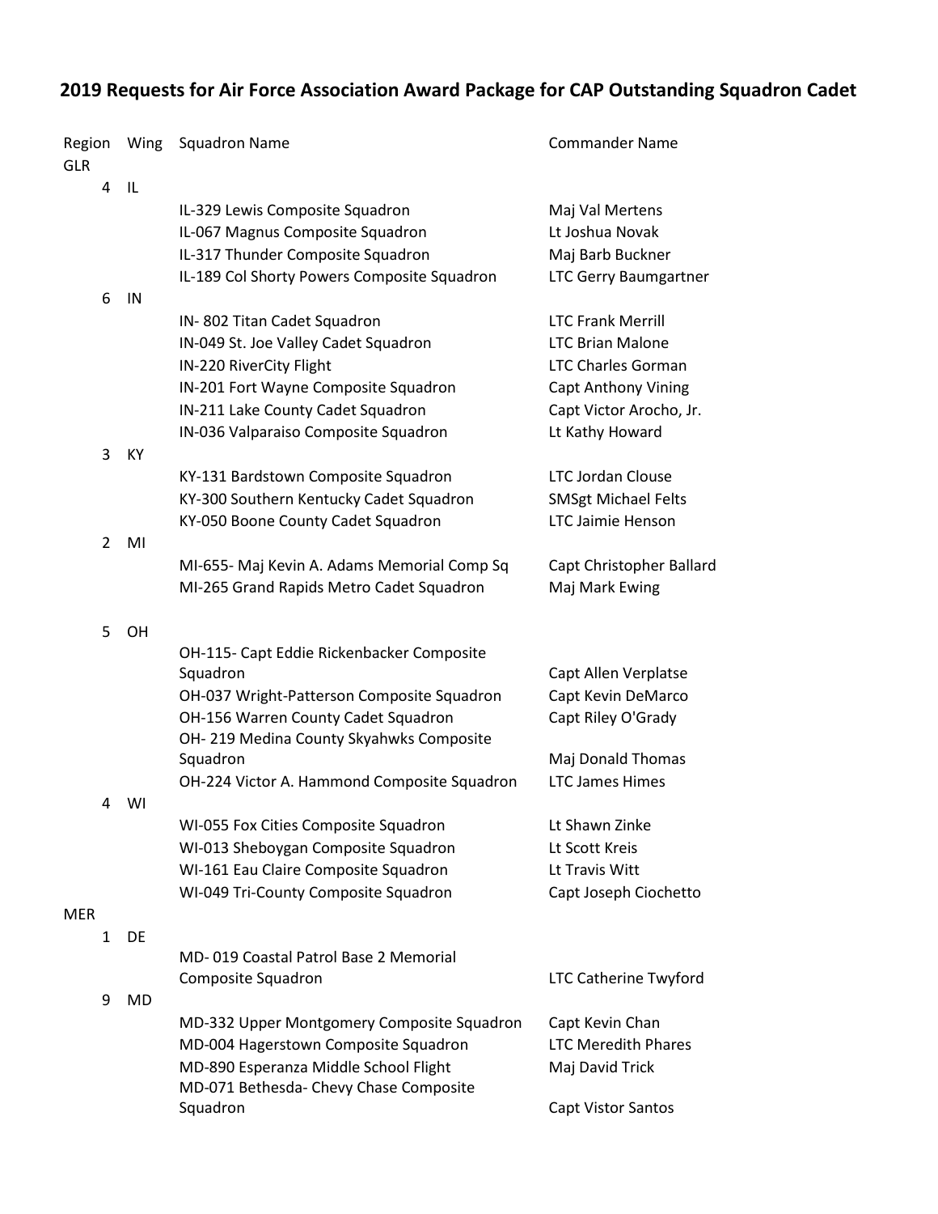## 2019 Requests for Air Force Association Award Package for CAP Outstanding Squadron Cadet

| Region | Wing | Squadron Name | Commander Name |
|---|---|---|---|
| GLR | | | |
| 4 | IL | | |
| | | IL-329 Lewis Composite Squadron | Maj Val Mertens |
| | | IL-067 Magnus Composite Squadron | Lt Joshua Novak |
| | | IL-317 Thunder Composite Squadron | Maj Barb Buckner |
| | | IL-189 Col Shorty Powers Composite Squadron | LTC Gerry Baumgartner |
| 6 | IN | | |
| | | IN- 802 Titan Cadet Squadron | LTC Frank Merrill |
| | | IN-049 St. Joe Valley Cadet Squadron | LTC Brian Malone |
| | | IN-220 RiverCity Flight | LTC Charles Gorman |
| | | IN-201 Fort Wayne Composite Squadron | Capt Anthony Vining |
| | | IN-211 Lake County Cadet Squadron | Capt Victor Arocho, Jr. |
| | | IN-036 Valparaiso Composite Squadron | Lt Kathy Howard |
| 3 | KY | | |
| | | KY-131 Bardstown Composite Squadron | LTC Jordan Clouse |
| | | KY-300 Southern Kentucky Cadet Squadron | SMSgt Michael Felts |
| | | KY-050 Boone County Cadet Squadron | LTC Jaimie Henson |
| 2 | MI | | |
| | | MI-655- Maj Kevin A. Adams Memorial Comp Sq | Capt Christopher Ballard |
| | | MI-265 Grand Rapids Metro Cadet Squadron | Maj Mark Ewing |
| 5 | OH | | |
| | | OH-115- Capt Eddie Rickenbacker Composite Squadron | Capt Allen Verplatse |
| | | OH-037 Wright-Patterson Composite Squadron | Capt Kevin DeMarco |
| | | OH-156 Warren County Cadet Squadron | Capt Riley O'Grady |
| | | OH- 219 Medina County Skyahwks Composite Squadron | Maj Donald Thomas |
| | | OH-224 Victor A. Hammond Composite Squadron | LTC James Himes |
| 4 | WI | | |
| | | WI-055 Fox Cities Composite Squadron | Lt Shawn Zinke |
| | | WI-013 Sheboygan Composite Squadron | Lt Scott Kreis |
| | | WI-161 Eau Claire Composite Squadron | Lt Travis Witt |
| | | WI-049 Tri-County Composite Squadron | Capt Joseph Ciochetto |
| MER | | | |
| 1 | DE | | |
| | | MD- 019 Coastal Patrol Base 2 Memorial Composite Squadron | LTC Catherine Twyford |
| 9 | MD | | |
| | | MD-332 Upper Montgomery Composite Squadron | Capt Kevin Chan |
| | | MD-004 Hagerstown Composite Squadron | LTC Meredith Phares |
| | | MD-890 Esperanza Middle School Flight | Maj David Trick |
| | | MD-071 Bethesda- Chevy Chase Composite Squadron | Capt Vistor Santos |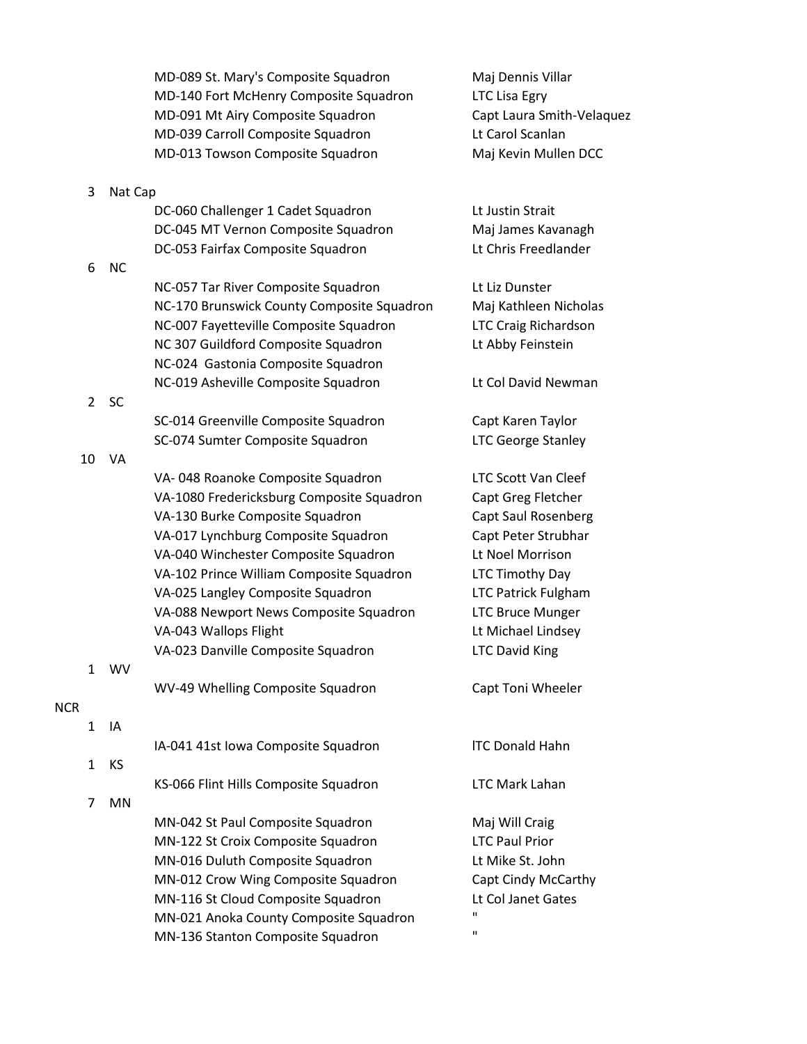| | | | |
|---|---|---|---|
| | | MD-089 St. Mary's Composite Squadron | Maj Dennis Villar |
| | | MD-140 Fort McHenry Composite Squadron | LTC Lisa Egry |
| | | MD-091 Mt Airy Composite Squadron | Capt Laura Smith-Velaquez |
| | | MD-039 Carroll Composite Squadron | Lt Carol Scanlan |
| | | MD-013 Towson Composite Squadron | Maj Kevin Mullen DCC |
| | 3 | Nat Cap | |
| | | DC-060 Challenger 1 Cadet Squadron | Lt Justin Strait |
| | | DC-045 MT Vernon Composite Squadron | Maj James Kavanagh |
| | | DC-053 Fairfax Composite Squadron | Lt Chris Freedlander |
| | 6 | NC | |
| | | NC-057 Tar River Composite Squadron | Lt Liz Dunster |
| | | NC-170 Brunswick County Composite Squadron | Maj Kathleen Nicholas |
| | | NC-007 Fayetteville Composite Squadron | LTC Craig Richardson |
| | | NC 307 Guildford Composite Squadron | Lt Abby Feinstein |
| | | NC-024 Gastonia Composite Squadron | |
| | | NC-019 Asheville Composite Squadron | Lt Col David Newman |
| | 2 | SC | |
| | | SC-014 Greenville Composite Squadron | Capt Karen Taylor |
| | | SC-074 Sumter Composite Squadron | LTC George Stanley |
| | 10 | VA | |
| | | VA- 048 Roanoke Composite Squadron | LTC Scott Van Cleef |
| | | VA-1080 Fredericksburg Composite Squadron | Capt Greg Fletcher |
| | | VA-130 Burke Composite Squadron | Capt Saul Rosenberg |
| | | VA-017 Lynchburg Composite Squadron | Capt Peter Strubhar |
| | | VA-040 Winchester Composite Squadron | Lt Noel Morrison |
| | | VA-102 Prince William Composite Squadron | LTC Timothy Day |
| | | VA-025 Langley Composite Squadron | LTC Patrick Fulgham |
| | | VA-088 Newport News Composite Squadron | LTC Bruce Munger |
| | | VA-043 Wallops Flight | Lt Michael Lindsey |
| | | VA-023 Danville Composite Squadron | LTC David King |
| | 1 | WV | |
| | | WV-49 Whelling Composite Squadron | Capt Toni Wheeler |
| NCR | | | |
| | 1 | IA | |
| | | IA-041 41st Iowa Composite Squadron | lTC Donald Hahn |
| | 1 | KS | |
| | | KS-066 Flint Hills Composite Squadron | LTC Mark Lahan |
| | 7 | MN | |
| | | MN-042 St Paul Composite Squadron | Maj Will Craig |
| | | MN-122 St Croix Composite Squadron | LTC Paul Prior |
| | | MN-016 Duluth Composite Squadron | Lt Mike St. John |
| | | MN-012 Crow Wing Composite Squadron | Capt Cindy McCarthy |
| | | MN-116 St Cloud Composite Squadron | Lt Col Janet Gates |
| | | MN-021 Anoka County Composite Squadron | " |
| | | MN-136 Stanton Composite Squadron | " |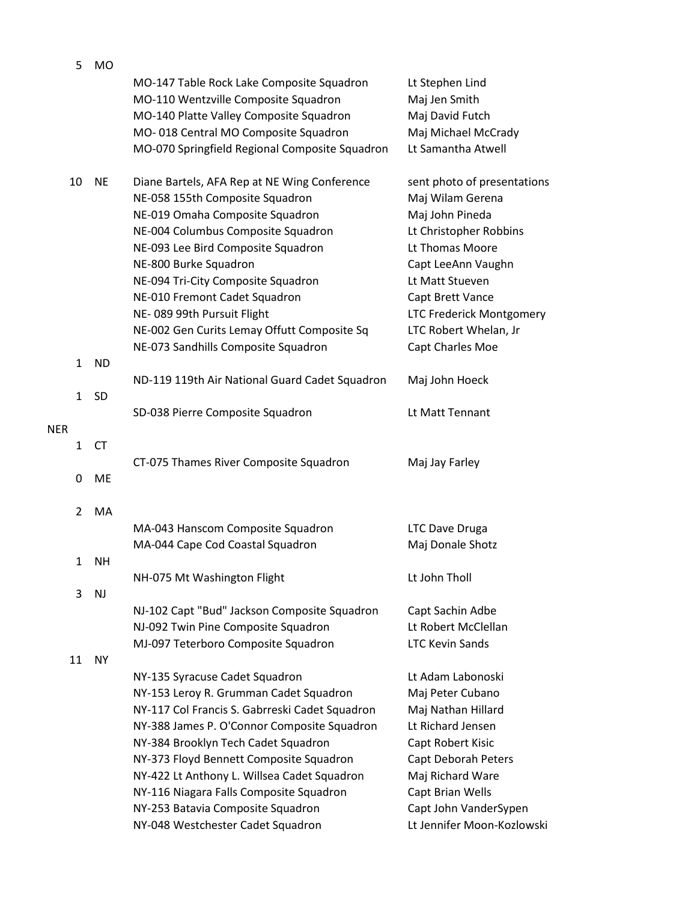| | | | |
|---|---|---|---|
| | 5 | MO | | |
| | | | MO-147 Table Rock Lake Composite Squadron | Lt Stephen Lind |
| | | | MO-110 Wentzville Composite Squadron | Maj Jen Smith |
| | | | MO-140 Platte Valley Composite Squadron | Maj David Futch |
| | | | MO- 018 Central MO Composite Squadron | Maj Michael McCrady |
| | | | MO-070 Springfield Regional Composite Squadron | Lt Samantha Atwell |
| | 10 | NE | Diane Bartels, AFA Rep at NE Wing Conference | sent photo of presentations |
| | | | NE-058 155th Composite Squadron | Maj Wilam Gerena |
| | | | NE-019 Omaha Composite Squadron | Maj John Pineda |
| | | | NE-004 Columbus Composite Squadron | Lt Christopher Robbins |
| | | | NE-093 Lee Bird Composite Squadron | Lt Thomas Moore |
| | | | NE-800 Burke Squadron | Capt LeeAnn Vaughn |
| | | | NE-094 Tri-City Composite Squadron | Lt Matt Stueven |
| | | | NE-010 Fremont Cadet Squadron | Capt Brett Vance |
| | | | NE- 089 99th Pursuit Flight | LTC Frederick Montgomery |
| | | | NE-002 Gen Curits Lemay Offutt Composite Sq | LTC Robert Whelan, Jr |
| | | | NE-073 Sandhills Composite Squadron | Capt Charles Moe |
| | 1 | ND | | |
| | | | ND-119 119th Air National Guard Cadet Squadron | Maj John Hoeck |
| | 1 | SD | | |
| | | | SD-038 Pierre Composite Squadron | Lt Matt Tennant |
| NER | | | | |
| | 1 | CT | | |
| | | | CT-075 Thames River Composite Squadron | Maj Jay Farley |
| | 0 | ME | | |
| | 2 | MA | | |
| | | | MA-043 Hanscom Composite Squadron | LTC Dave Druga |
| | | | MA-044 Cape Cod Coastal Squadron | Maj Donale Shotz |
| | 1 | NH | | |
| | | | NH-075 Mt Washington Flight | Lt John Tholl |
| | 3 | NJ | | |
| | | | NJ-102 Capt "Bud" Jackson Composite Squadron | Capt Sachin Adbe |
| | | | NJ-092 Twin Pine Composite Squadron | Lt Robert McClellan |
| | | | MJ-097 Teterboro Composite Squadron | LTC Kevin Sands |
| | 11 | NY | | |
| | | | NY-135 Syracuse Cadet Squadron | Lt Adam Labonoski |
| | | | NY-153 Leroy R. Grumman Cadet Squadron | Maj Peter Cubano |
| | | | NY-117 Col Francis S. Gabrreski Cadet Squadron | Maj Nathan Hillard |
| | | | NY-388 James P. O'Connor Composite Squadron | Lt Richard Jensen |
| | | | NY-384 Brooklyn Tech Cadet Squadron | Capt Robert Kisic |
| | | | NY-373 Floyd Bennett Composite Squadron | Capt Deborah Peters |
| | | | NY-422 Lt Anthony L. Willsea Cadet Squadron | Maj Richard Ware |
| | | | NY-116 Niagara Falls Composite Squadron | Capt Brian Wells |
| | | | NY-253 Batavia Composite Squadron | Capt John VanderSypen |
| | | | NY-048 Westchester Cadet Squadron | Lt Jennifer Moon-Kozlowski |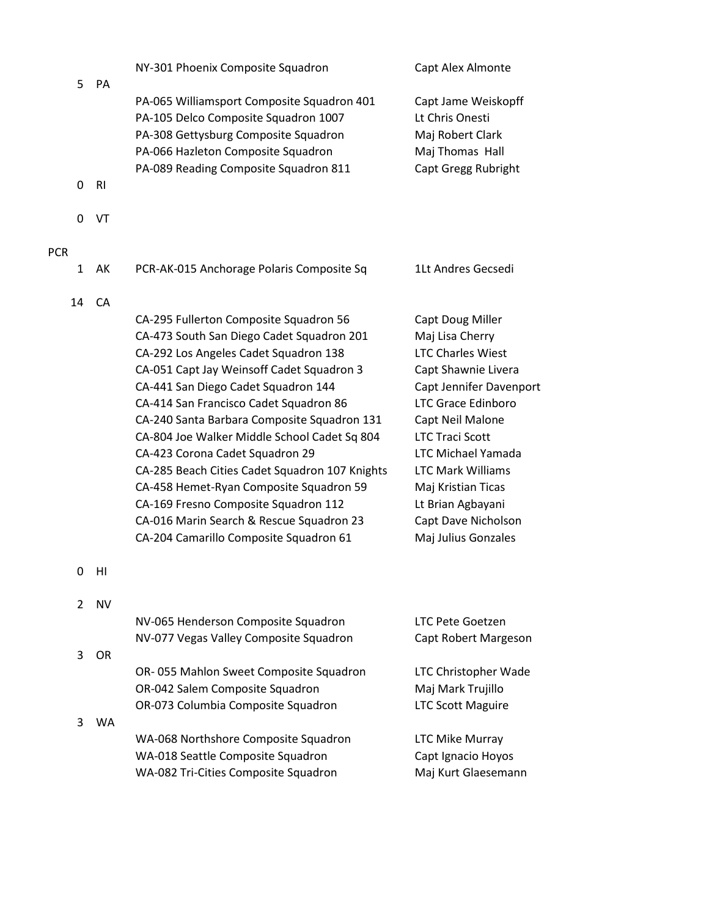| | | | |
|---|---|---|---|
| | | NY-301 Phoenix Composite Squadron | Capt Alex Almonte |
| 5 | PA | | |
| | | PA-065 Williamsport Composite Squadron 401 | Capt Jame Weiskopff |
| | | PA-105 Delco Composite Squadron 1007 | Lt Chris Onesti |
| | | PA-308 Gettysburg Composite Squadron | Maj Robert Clark |
| | | PA-066 Hazleton Composite Squadron | Maj Thomas Hall |
| | | PA-089 Reading Composite Squadron 811 | Capt Gregg Rubright |
| 0 | RI | | |
| 0 | VT | | |
| PCR | | | |
| 1 | AK | PCR-AK-015 Anchorage Polaris Composite Sq | 1Lt Andres Gecsedi |
| 14 | CA | | |
| | | CA-295 Fullerton Composite Squadron 56 | Capt Doug Miller |
| | | CA-473 South San Diego Cadet Squadron 201 | Maj Lisa Cherry |
| | | CA-292 Los Angeles Cadet Squadron 138 | LTC Charles Wiest |
| | | CA-051 Capt Jay Weinsoff Cadet Squadron 3 | Capt Shawnie Livera |
| | | CA-441 San Diego Cadet Squadron 144 | Capt Jennifer Davenport |
| | | CA-414 San Francisco Cadet Squadron 86 | LTC Grace Edinboro |
| | | CA-240 Santa Barbara Composite Squadron 131 | Capt Neil Malone |
| | | CA-804 Joe Walker Middle School Cadet Sq 804 | LTC Traci Scott |
| | | CA-423 Corona Cadet Squadron 29 | LTC Michael Yamada |
| | | CA-285 Beach Cities Cadet Squadron 107 Knights | LTC Mark Williams |
| | | CA-458 Hemet-Ryan Composite Squadron 59 | Maj Kristian Ticas |
| | | CA-169 Fresno Composite Squadron 112 | Lt Brian Agbayani |
| | | CA-016 Marin Search & Rescue Squadron 23 | Capt Dave Nicholson |
| | | CA-204 Camarillo Composite Squadron 61 | Maj Julius Gonzales |
| 0 | HI | | |
| 2 | NV | | |
| | | NV-065 Henderson Composite Squadron | LTC Pete Goetzen |
| | | NV-077 Vegas Valley Composite Squadron | Capt Robert Margeson |
| 3 | OR | | |
| | | OR- 055 Mahlon Sweet Composite Squadron | LTC Christopher Wade |
| | | OR-042 Salem Composite Squadron | Maj Mark Trujillo |
| | | OR-073 Columbia Composite Squadron | LTC Scott Maguire |
| 3 | WA | | |
| | | WA-068 Northshore Composite Squadron | LTC Mike Murray |
| | | WA-018 Seattle Composite Squadron | Capt Ignacio Hoyos |
| | | WA-082 Tri-Cities Composite Squadron | Maj Kurt Glaesemann |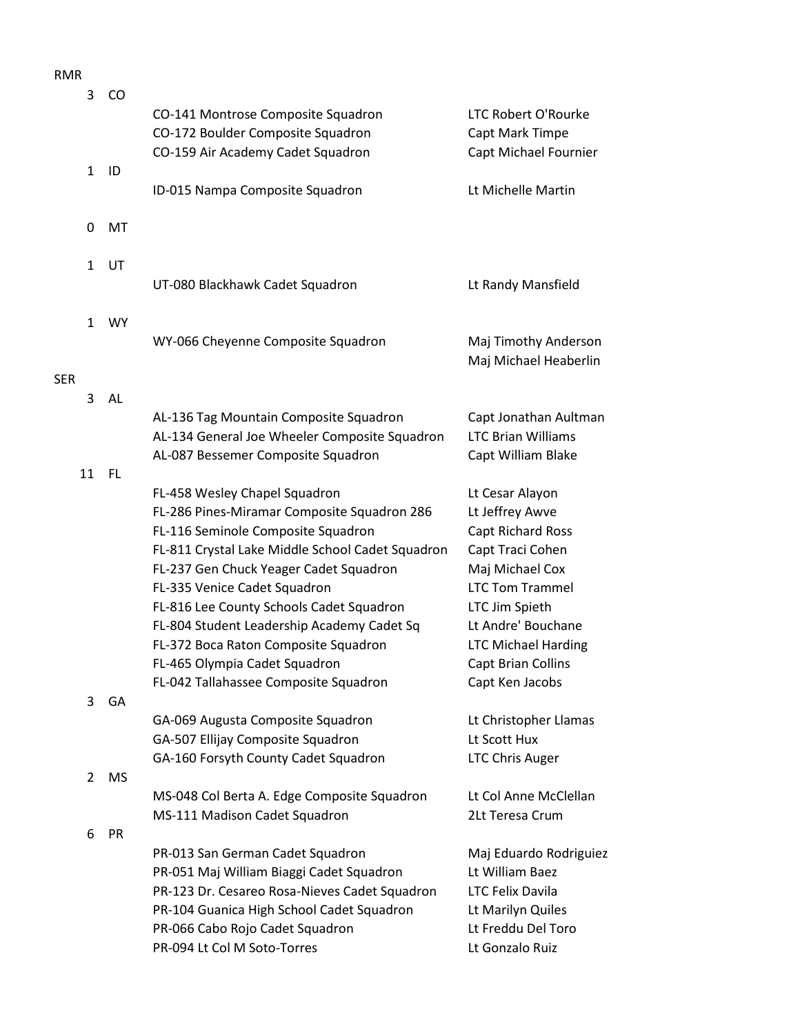RMR

| Count | State | Squadron | Contact |
|---|---|---|---|
| 3 | CO | | |
| | | CO-141 Montrose Composite Squadron | LTC Robert O'Rourke |
| | | CO-172 Boulder Composite Squadron | Capt Mark Timpe |
| | | CO-159 Air Academy Cadet Squadron | Capt Michael Fournier |
| 1 | ID | | |
| | | ID-015 Nampa Composite Squadron | Lt Michelle Martin |
| 0 | MT | | |
| 1 | UT | | |
| | | UT-080 Blackhawk Cadet Squadron | Lt Randy Mansfield |
| 1 | WY | | |
| | | WY-066 Cheyenne Composite Squadron | Maj Timothy Anderson |
| | | | Maj Michael Heaberlin |

SER

| Count | State | Squadron | Contact |
|---|---|---|---|
| 3 | AL | | |
| | | AL-136 Tag Mountain Composite Squadron | Capt Jonathan Aultman |
| | | AL-134 General Joe Wheeler Composite Squadron | LTC Brian Williams |
| | | AL-087 Bessemer Composite Squadron | Capt William Blake |
| 11 | FL | | |
| | | FL-458 Wesley Chapel Squadron | Lt Cesar Alayon |
| | | FL-286 Pines-Miramar Composite Squadron 286 | Lt Jeffrey Awve |
| | | FL-116 Seminole Composite Squadron | Capt Richard Ross |
| | | FL-811 Crystal Lake Middle School Cadet Squadron | Capt Traci Cohen |
| | | FL-237 Gen Chuck Yeager Cadet Squadron | Maj Michael Cox |
| | | FL-335 Venice Cadet Squadron | LTC Tom Trammel |
| | | FL-816 Lee County Schools Cadet Squadron | LTC Jim Spieth |
| | | FL-804 Student Leadership Academy Cadet Sq | Lt Andre' Bouchane |
| | | FL-372 Boca Raton Composite Squadron | LTC Michael Harding |
| | | FL-465 Olympia Cadet Squadron | Capt Brian Collins |
| | | FL-042 Tallahassee Composite Squadron | Capt Ken Jacobs |
| 3 | GA | | |
| | | GA-069 Augusta Composite Squadron | Lt Christopher Llamas |
| | | GA-507 Ellijay Composite Squadron | Lt Scott Hux |
| | | GA-160 Forsyth County Cadet Squadron | LTC Chris Auger |
| 2 | MS | | |
| | | MS-048 Col Berta A. Edge Composite Squadron | Lt Col Anne McClellan |
| | | MS-111 Madison Cadet Squadron | 2Lt Teresa Crum |
| 6 | PR | | |
| | | PR-013 San German Cadet Squadron | Maj Eduardo Rodriguiez |
| | | PR-051 Maj William Biaggi Cadet Squadron | Lt William Baez |
| | | PR-123 Dr. Cesareo Rosa-Nieves Cadet Squadron | LTC Felix Davila |
| | | PR-104 Guanica High School Cadet Squadron | Lt Marilyn Quiles |
| | | PR-066 Cabo Rojo Cadet Squadron | Lt Freddu Del Toro |
| | | PR-094 Lt Col M Soto-Torres | Lt Gonzalo Ruiz |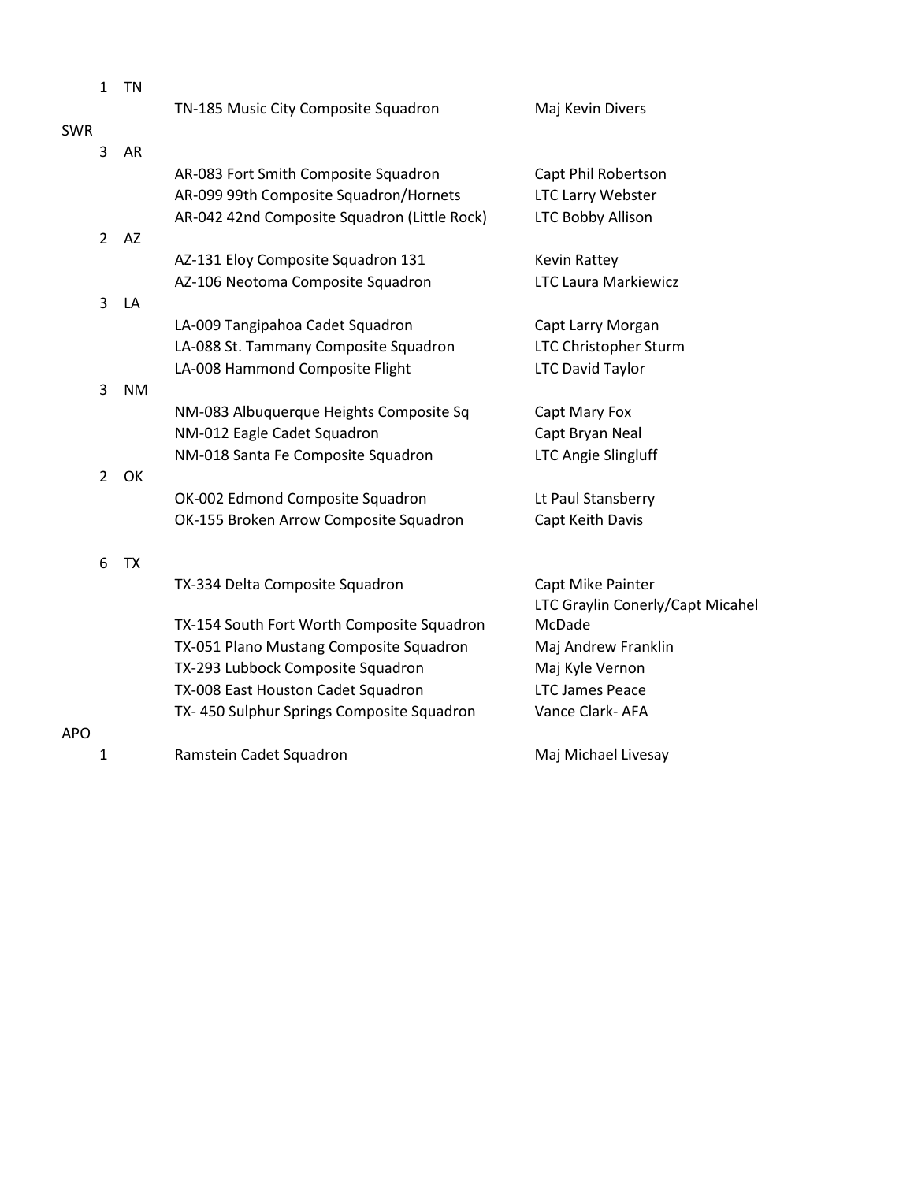| | | | | |
|---|---|---|---|---|
| | 1 | TN | | |
| | | | TN-185 Music City Composite Squadron | Maj Kevin Divers |
| SWR | | | | |
| | 3 | AR | | |
| | | | AR-083 Fort Smith Composite Squadron | Capt Phil Robertson |
| | | | AR-099 99th Composite Squadron/Hornets | LTC Larry Webster |
| | | | AR-042 42nd Composite Squadron (Little Rock) | LTC Bobby Allison |
| | 2 | AZ | | |
| | | | AZ-131 Eloy Composite Squadron 131 | Kevin Rattey |
| | | | AZ-106 Neotoma Composite Squadron | LTC Laura Markiewicz |
| | 3 | LA | | |
| | | | LA-009 Tangipahoa Cadet Squadron | Capt Larry Morgan |
| | | | LA-088 St. Tammany Composite Squadron | LTC Christopher Sturm |
| | | | LA-008 Hammond Composite Flight | LTC David Taylor |
| | 3 | NM | | |
| | | | NM-083 Albuquerque Heights Composite Sq | Capt Mary Fox |
| | | | NM-012 Eagle Cadet Squadron | Capt Bryan Neal |
| | | | NM-018 Santa Fe Composite Squadron | LTC Angie Slingluff |
| | 2 | OK | | |
| | | | OK-002 Edmond Composite Squadron | Lt Paul Stansberry |
| | | | OK-155 Broken Arrow Composite Squadron | Capt Keith Davis |
| | 6 | TX | | |
| | | | TX-334 Delta Composite Squadron | Capt Mike Painter |
| | | | TX-154 South Fort Worth Composite Squadron | LTC Graylin Conerly/Capt Micahel McDade |
| | | | TX-051 Plano Mustang Composite Squadron | Maj Andrew Franklin |
| | | | TX-293 Lubbock Composite Squadron | Maj Kyle Vernon |
| | | | TX-008 East Houston Cadet Squadron | LTC James Peace |
| | | | TX- 450 Sulphur Springs Composite Squadron | Vance Clark- AFA |
| APO | | | | |
| | 1 | | Ramstein Cadet Squadron | Maj Michael Livesay |